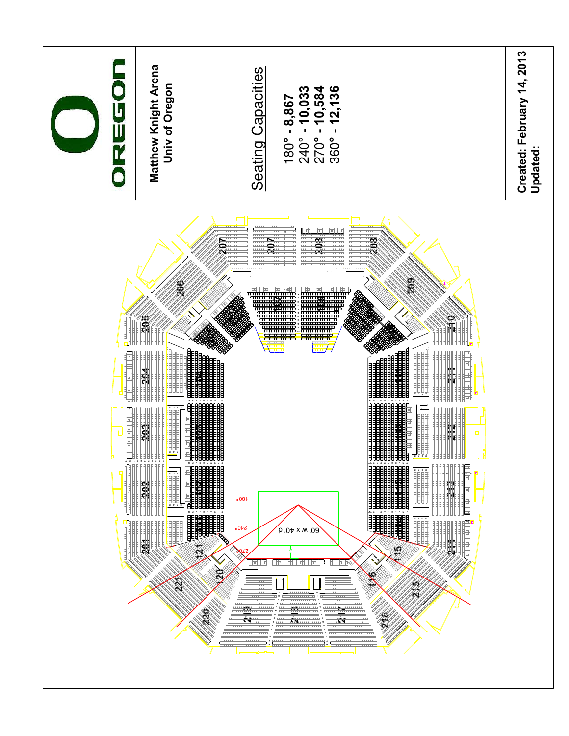# OREGON

**Matthew Knight Arena**
**Univ of Oregon**

## Seating Capacities

180° - **8,867**
240° - **10,033**
270° - **10,584**
360° - **12,136**

**Created: February 14, 2013**
**Updated:**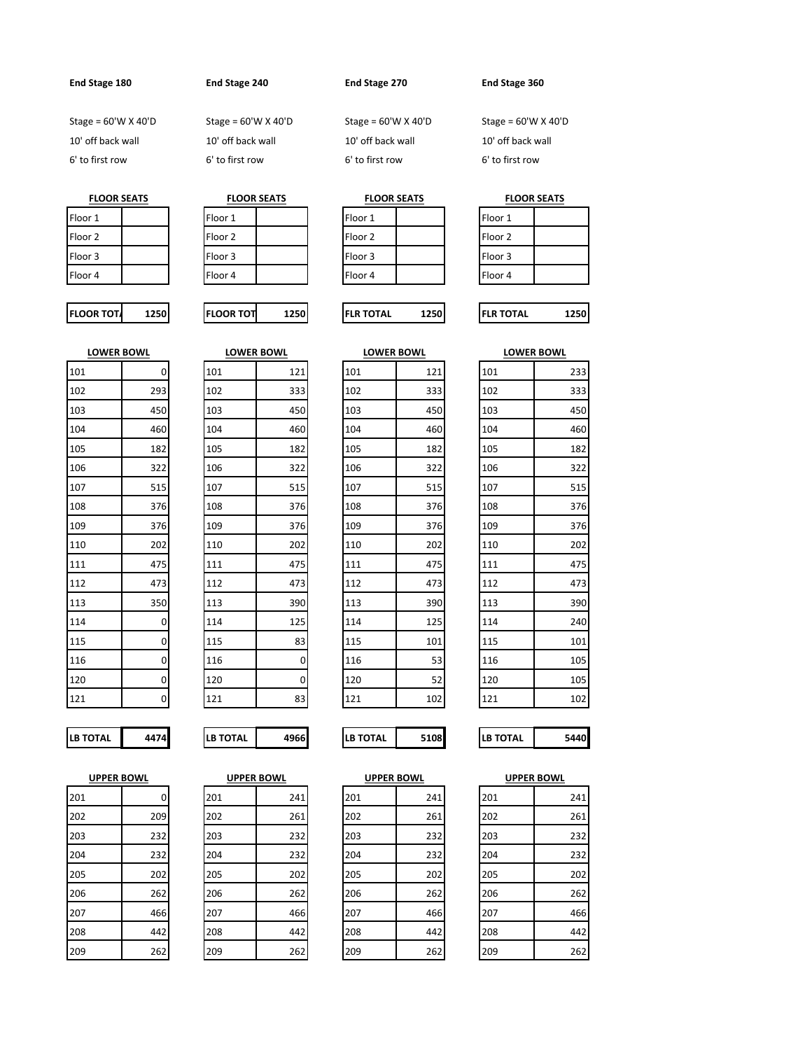**End Stage 180**

Stage = 60'W X 40'D
10' off back wall
6' to first row

**FLOOR SEATS**

| Floor 1 | |
|---|---|
| Floor 2 | |
| Floor 3 | |
| Floor 4 | |

| **FLOOR TOTA** | **1250** |
|---|---|

**LOWER BOWL**

| 101 | 0 |
|---|---|
| 102 | 293 |
| 103 | 450 |
| 104 | 460 |
| 105 | 182 |
| 106 | 322 |
| 107 | 515 |
| 108 | 376 |
| 109 | 376 |
| 110 | 202 |
| 111 | 475 |
| 112 | 473 |
| 113 | 350 |
| 114 | 0 |
| 115 | 0 |
| 116 | 0 |
| 120 | 0 |
| 121 | 0 |

| **LB TOTAL** | **4474** |
|---|---|

**UPPER BOWL**

| 201 | 0 |
|---|---|
| 202 | 209 |
| 203 | 232 |
| 204 | 232 |
| 205 | 202 |
| 206 | 262 |
| 207 | 466 |
| 208 | 442 |
| 209 | 262 |

**End Stage 240**

Stage = 60'W X 40'D
10' off back wall
6' to first row

**FLOOR SEATS**

| Floor 1 | |
|---|---|
| Floor 2 | |
| Floor 3 | |
| Floor 4 | |

| **FLOOR TOT** | **1250** |
|---|---|

**LOWER BOWL**

| 101 | 121 |
|---|---|
| 102 | 333 |
| 103 | 450 |
| 104 | 460 |
| 105 | 182 |
| 106 | 322 |
| 107 | 515 |
| 108 | 376 |
| 109 | 376 |
| 110 | 202 |
| 111 | 475 |
| 112 | 473 |
| 113 | 390 |
| 114 | 125 |
| 115 | 83 |
| 116 | 0 |
| 120 | 0 |
| 121 | 83 |

| **LB TOTAL** | **4966** |
|---|---|

**UPPER BOWL**

| 201 | 241 |
|---|---|
| 202 | 261 |
| 203 | 232 |
| 204 | 232 |
| 205 | 202 |
| 206 | 262 |
| 207 | 466 |
| 208 | 442 |
| 209 | 262 |

**End Stage 270**

Stage = 60'W X 40'D
10' off back wall
6' to first row

**FLOOR SEATS**

| Floor 1 | |
|---|---|
| Floor 2 | |
| Floor 3 | |
| Floor 4 | |

| **FLR TOTAL** | **1250** |
|---|---|

**LOWER BOWL**

| 101 | 121 |
|---|---|
| 102 | 333 |
| 103 | 450 |
| 104 | 460 |
| 105 | 182 |
| 106 | 322 |
| 107 | 515 |
| 108 | 376 |
| 109 | 376 |
| 110 | 202 |
| 111 | 475 |
| 112 | 473 |
| 113 | 390 |
| 114 | 125 |
| 115 | 101 |
| 116 | 53 |
| 120 | 52 |
| 121 | 102 |

| **LB TOTAL** | **5108** |
|---|---|

**UPPER BOWL**

| 201 | 241 |
|---|---|
| 202 | 261 |
| 203 | 232 |
| 204 | 232 |
| 205 | 202 |
| 206 | 262 |
| 207 | 466 |
| 208 | 442 |
| 209 | 262 |

**End Stage 360**

Stage = 60'W X 40'D
10' off back wall
6' to first row

**FLOOR SEATS**

| Floor 1 | |
|---|---|
| Floor 2 | |
| Floor 3 | |
| Floor 4 | |

| **FLR TOTAL** | **1250** |
|---|---|

**LOWER BOWL**

| 101 | 233 |
|---|---|
| 102 | 333 |
| 103 | 450 |
| 104 | 460 |
| 105 | 182 |
| 106 | 322 |
| 107 | 515 |
| 108 | 376 |
| 109 | 376 |
| 110 | 202 |
| 111 | 475 |
| 112 | 473 |
| 113 | 390 |
| 114 | 240 |
| 115 | 101 |
| 116 | 105 |
| 120 | 105 |
| 121 | 102 |

| **LB TOTAL** | **5440** |
|---|---|

**UPPER BOWL**

| 201 | 241 |
|---|---|
| 202 | 261 |
| 203 | 232 |
| 204 | 232 |
| 205 | 202 |
| 206 | 262 |
| 207 | 466 |
| 208 | 442 |
| 209 | 262 |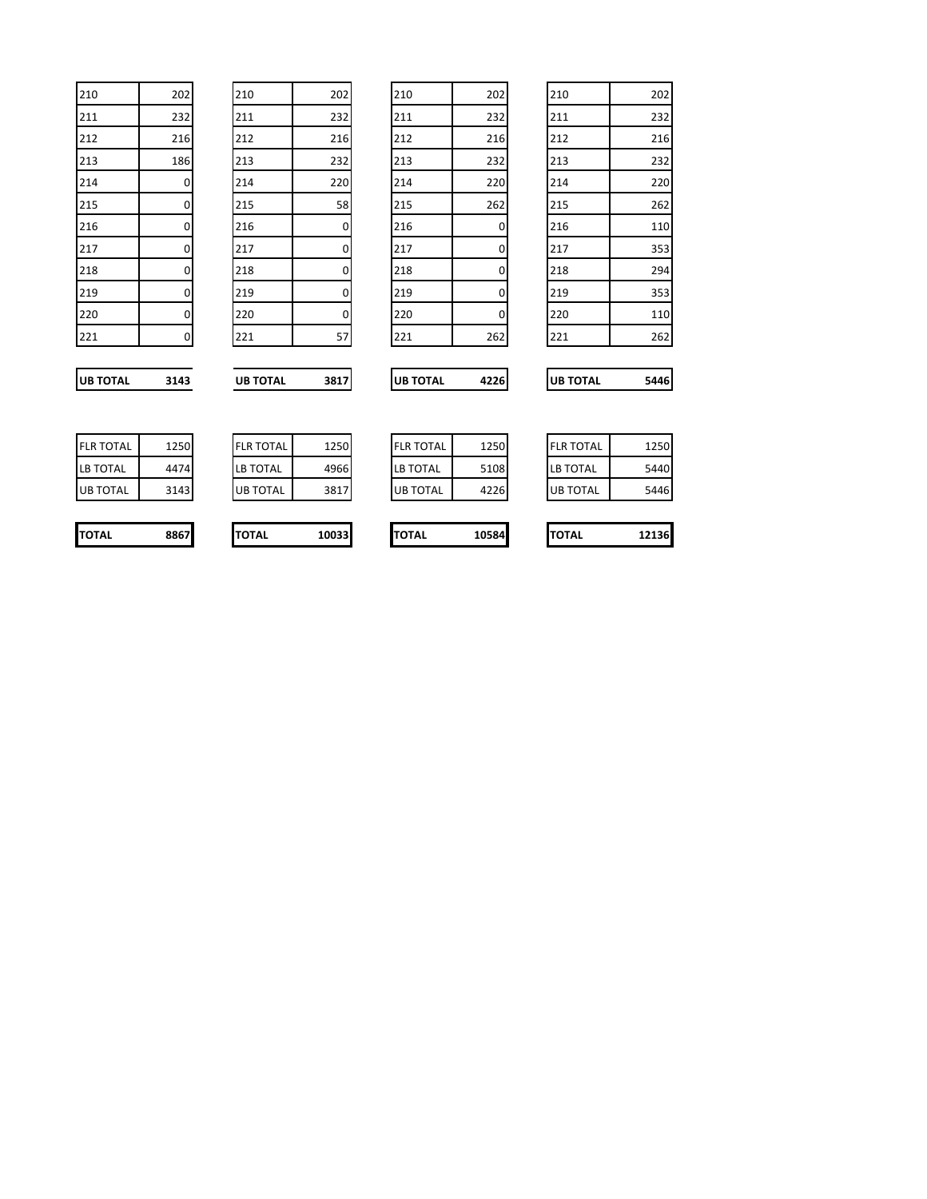| | |
|---|---|
| 210 | 202 |
| 211 | 232 |
| 212 | 216 |
| 213 | 186 |
| 214 | 0 |
| 215 | 0 |
| 216 | 0 |
| 217 | 0 |
| 218 | 0 |
| 219 | 0 |
| 220 | 0 |
| 221 | 0 |

| | |
|---|---|
| **UB TOTAL** | **3143** |

| | |
|---|---|
| FLR TOTAL | 1250 |
| LB TOTAL | 4474 |
| UB TOTAL | 3143 |

| | |
|---|---|
| **TOTAL** | **8867** |

| | |
|---|---|
| 210 | 202 |
| 211 | 232 |
| 212 | 216 |
| 213 | 232 |
| 214 | 220 |
| 215 | 58 |
| 216 | 0 |
| 217 | 0 |
| 218 | 0 |
| 219 | 0 |
| 220 | 0 |
| 221 | 57 |

| | |
|---|---|
| **UB TOTAL** | **3817** |

| | |
|---|---|
| FLR TOTAL | 1250 |
| LB TOTAL | 4966 |
| UB TOTAL | 3817 |

| | |
|---|---|
| **TOTAL** | **10033** |

| | |
|---|---|
| 210 | 202 |
| 211 | 232 |
| 212 | 216 |
| 213 | 232 |
| 214 | 220 |
| 215 | 262 |
| 216 | 0 |
| 217 | 0 |
| 218 | 0 |
| 219 | 0 |
| 220 | 0 |
| 221 | 262 |

| | |
|---|---|
| **UB TOTAL** | **4226** |

| | |
|---|---|
| FLR TOTAL | 1250 |
| LB TOTAL | 5108 |
| UB TOTAL | 4226 |

| | |
|---|---|
| **TOTAL** | **10584** |

| | |
|---|---|
| 210 | 202 |
| 211 | 232 |
| 212 | 216 |
| 213 | 232 |
| 214 | 220 |
| 215 | 262 |
| 216 | 110 |
| 217 | 353 |
| 218 | 294 |
| 219 | 353 |
| 220 | 110 |
| 221 | 262 |

| | |
|---|---|
| **UB TOTAL** | **5446** |

| | |
|---|---|
| FLR TOTAL | 1250 |
| LB TOTAL | 5440 |
| UB TOTAL | 5446 |

| | |
|---|---|
| **TOTAL** | **12136** |